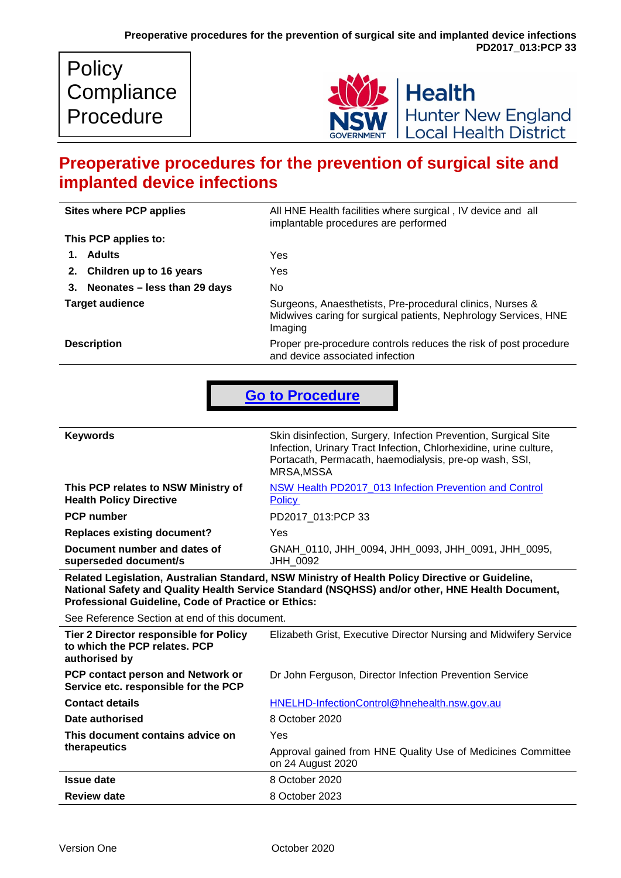Policy Compliance Procedure

Health
Hunter New England
Local Health District

# Preoperative procedures for the prevention of surgical site and implanted device infections

| | |
|---|---|
| **Sites where PCP applies** | All HNE Health facilities where surgical , IV device and all implantable procedures are performed |
| **This PCP applies to:** | |
| **1. Adults** | Yes |
| **2. Children up to 16 years** | Yes |
| **3. Neonates – less than 29 days** | No |
| **Target audience** | Surgeons, Anaesthetists, Pre-procedural clinics, Nurses & Midwives caring for surgical patients, Nephrology Services, HNE Imaging |
| **Description** | Proper pre-procedure controls reduces the risk of post procedure and device associated infection |

**Go to Procedure**

| | |
|---|---|
| **Keywords** | Skin disinfection, Surgery, Infection Prevention, Surgical Site Infection, Urinary Tract Infection, Chlorhexidine, urine culture, Portacath, Permacath, haemodialysis, pre-op wash, SSI, MRSA,MSSA |
| **This PCP relates to NSW Ministry of Health Policy Directive** | NSW Health PD2017_013 Infection Prevention and Control Policy |
| **PCP number** | PD2017_013:PCP 33 |
| **Replaces existing document?** | Yes |
| **Document number and dates of superseded document/s** | GNAH_0110, JHH_0094, JHH_0093, JHH_0091, JHH_0095, JHH_0092 |

**Related Legislation, Australian Standard, NSW Ministry of Health Policy Directive or Guideline, National Safety and Quality Health Service Standard (NSQHSS) and/or other, HNE Health Document, Professional Guideline, Code of Practice or Ethics:**

See Reference Section at end of this document.

| | |
|---|---|
| **Tier 2 Director responsible for Policy to which the PCP relates. PCP authorised by** | Elizabeth Grist, Executive Director Nursing and Midwifery Service |
| **PCP contact person and Network or Service etc. responsible for the PCP** | Dr John Ferguson, Director Infection Prevention Service |
| **Contact details** | HNELHD-InfectionControl@hnehealth.nsw.gov.au |
| **Date authorised** | 8 October 2020 |
| **This document contains advice on therapeutics** | Yes |
| | Approval gained from HNE Quality Use of Medicines Committee on 24 August 2020 |
| **Issue date** | 8 October 2020 |
| **Review date** | 8 October 2023 |

Version One October 2020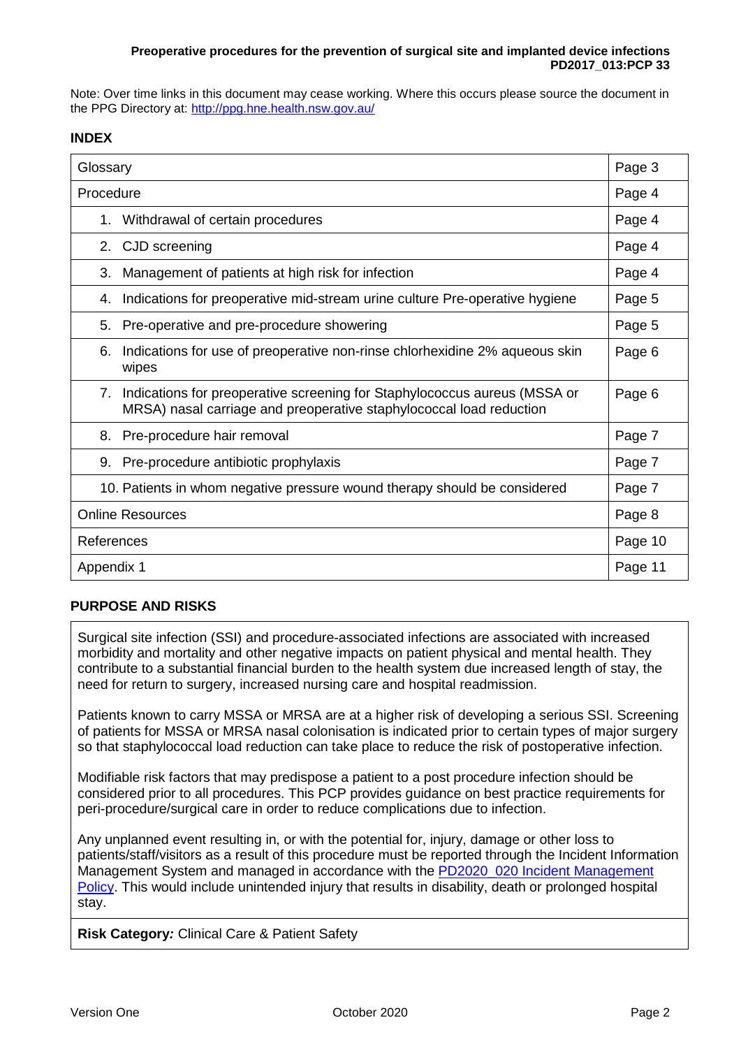Note: Over time links in this document may cease working. Where this occurs please source the document in the PPG Directory at: http://ppg.hne.health.nsw.gov.au/

## INDEX

| | |
|---|---|
| Glossary | Page 3 |
| Procedure | Page 4 |
| 1. Withdrawal of certain procedures | Page 4 |
| 2. CJD screening | Page 4 |
| 3. Management of patients at high risk for infection | Page 4 |
| 4. Indications for preoperative mid-stream urine culture Pre-operative hygiene | Page 5 |
| 5. Pre-operative and pre-procedure showering | Page 5 |
| 6. Indications for use of preoperative non-rinse chlorhexidine 2% aqueous skin wipes | Page 6 |
| 7. Indications for preoperative screening for Staphylococcus aureus (MSSA or MRSA) nasal carriage and preoperative staphylococcal load reduction | Page 6 |
| 8. Pre-procedure hair removal | Page 7 |
| 9. Pre-procedure antibiotic prophylaxis | Page 7 |
| 10. Patients in whom negative pressure wound therapy should be considered | Page 7 |
| Online Resources | Page 8 |
| References | Page 10 |
| Appendix 1 | Page 11 |

## PURPOSE AND RISKS

Surgical site infection (SSI) and procedure-associated infections are associated with increased morbidity and mortality and other negative impacts on patient physical and mental health. They contribute to a substantial financial burden to the health system due increased length of stay, the need for return to surgery, increased nursing care and hospital readmission.

Patients known to carry MSSA or MRSA are at a higher risk of developing a serious SSI. Screening of patients for MSSA or MRSA nasal colonisation is indicated prior to certain types of major surgery so that staphylococcal load reduction can take place to reduce the risk of postoperative infection.

Modifiable risk factors that may predispose a patient to a post procedure infection should be considered prior to all procedures. This PCP provides guidance on best practice requirements for peri-procedure/surgical care in order to reduce complications due to infection.

Any unplanned event resulting in, or with the potential for, injury, damage or other loss to patients/staff/visitors as a result of this procedure must be reported through the Incident Information Management System and managed in accordance with the PD2020_020 Incident Management Policy. This would include unintended injury that results in disability, death or prolonged hospital stay.

**Risk Category:** Clinical Care & Patient Safety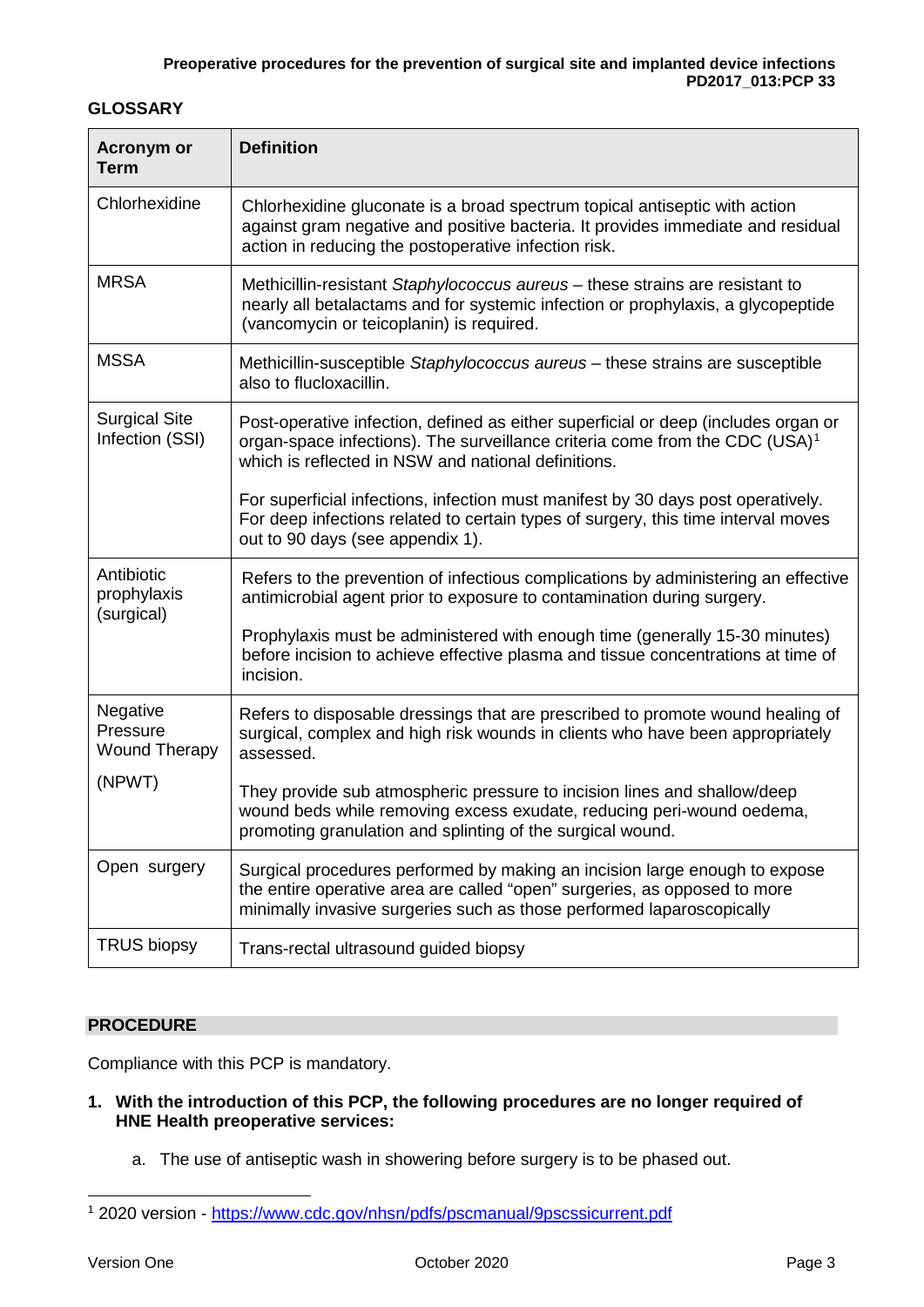## GLOSSARY

| Acronym or Term | Definition |
|---|---|
| Chlorhexidine | Chlorhexidine gluconate is a broad spectrum topical antiseptic with action against gram negative and positive bacteria. It provides immediate and residual action in reducing the postoperative infection risk. |
| MRSA | Methicillin-resistant *Staphylococcus aureus* – these strains are resistant to nearly all betalactams and for systemic infection or prophylaxis, a glycopeptide (vancomycin or teicoplanin) is required. |
| MSSA | Methicillin-susceptible *Staphylococcus aureus* – these strains are susceptible also to flucloxacillin. |
| Surgical Site Infection (SSI) | Post-operative infection, defined as either superficial or deep (includes organ or organ-space infections). The surveillance criteria come from the CDC (USA)[1] which is reflected in NSW and national definitions.<br><br>For superficial infections, infection must manifest by 30 days post operatively. For deep infections related to certain types of surgery, this time interval moves out to 90 days (see appendix 1). |
| Antibiotic prophylaxis (surgical) | Refers to the prevention of infectious complications by administering an effective antimicrobial agent prior to exposure to contamination during surgery.<br><br>Prophylaxis must be administered with enough time (generally 15-30 minutes) before incision to achieve effective plasma and tissue concentrations at time of incision. |
| Negative Pressure Wound Therapy (NPWT) | Refers to disposable dressings that are prescribed to promote wound healing of surgical, complex and high risk wounds in clients who have been appropriately assessed.<br><br>They provide sub atmospheric pressure to incision lines and shallow/deep wound beds while removing excess exudate, reducing peri-wound oedema, promoting granulation and splinting of the surgical wound. |
| Open surgery | Surgical procedures performed by making an incision large enough to expose the entire operative area are called "open" surgeries, as opposed to more minimally invasive surgeries such as those performed laparoscopically |
| TRUS biopsy | Trans-rectal ultrasound guided biopsy |

## PROCEDURE

Compliance with this PCP is mandatory.

1. **With the introduction of this PCP, the following procedures are no longer required of HNE Health preoperative services:**

    a. The use of antiseptic wash in showering before surgery is to be phased out.

---

[1] 2020 version - https://www.cdc.gov/nhsn/pdfs/pscmanual/9pscssicurrent.pdf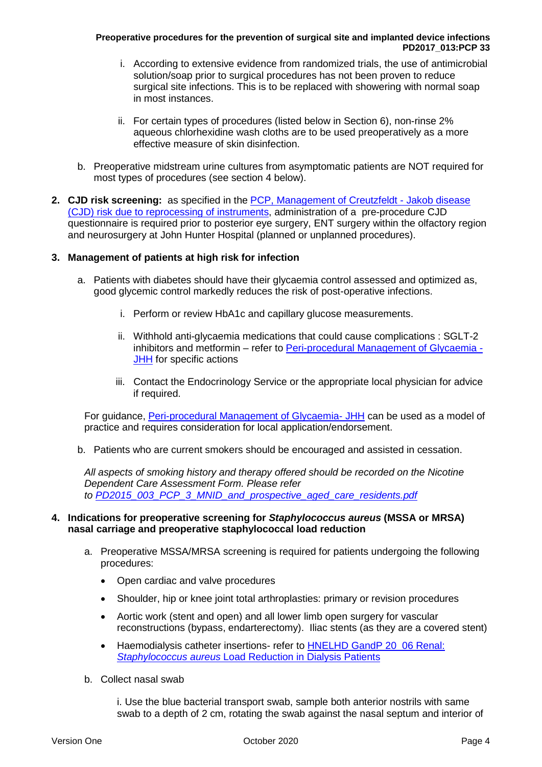i. According to extensive evidence from randomized trials, the use of antimicrobial solution/soap prior to surgical procedures has not been proven to reduce surgical site infections. This is to be replaced with showering with normal soap in most instances.

   ii. For certain types of procedures (listed below in Section 6), non-rinse 2% aqueous chlorhexidine wash cloths are to be used preoperatively as a more effective measure of skin disinfection.

b. Preoperative midstream urine cultures from asymptomatic patients are NOT required for most types of procedures (see section 4 below).

2. **CJD risk screening:** as specified in the [PCP, Management of Creutzfeldt - Jakob disease (CJD) risk due to reprocessing of instruments](), administration of a pre-procedure CJD questionnaire is required prior to posterior eye surgery, ENT surgery within the olfactory region and neurosurgery at John Hunter Hospital (planned or unplanned procedures).

3. **Management of patients at high risk for infection**

   a. Patients with diabetes should have their glycaemia control assessed and optimized as, good glycemic control markedly reduces the risk of post-operative infections.

      i. Perform or review HbA1c and capillary glucose measurements.

      ii. Withhold anti-glycaemia medications that could cause complications : SGLT-2 inhibitors and metformin – refer to [Peri-procedural Management of Glycaemia - JHH]() for specific actions

      iii. Contact the Endocrinology Service or the appropriate local physician for advice if required.

   For guidance, [Peri-procedural Management of Glycaemia- JHH]() can be used as a model of practice and requires consideration for local application/endorsement.

   b. Patients who are current smokers should be encouraged and assisted in cessation.

   *All aspects of smoking history and therapy offered should be recorded on the Nicotine Dependent Care Assessment Form. Please refer to [PD2015_003_PCP_3_MNID_and_prospective_aged_care_residents.pdf]()*

4. **Indications for preoperative screening for *Staphylococcus aureus* (MSSA or MRSA) nasal carriage and preoperative staphylococcal load reduction**

   a. Preoperative MSSA/MRSA screening is required for patients undergoing the following procedures:

      - Open cardiac and valve procedures
      - Shoulder, hip or knee joint total arthroplasties: primary or revision procedures
      - Aortic work (stent and open) and all lower limb open surgery for vascular reconstructions (bypass, endarterectomy). Iliac stents (as they are a covered stent)
      - Haemodialysis catheter insertions- refer to [HNELHD GandP 20_06 Renal: *Staphylococcus aureus* Load Reduction in Dialysis Patients]()

   b. Collect nasal swab

      i. Use the blue bacterial transport swab, sample both anterior nostrils with same swab to a depth of 2 cm, rotating the swab against the nasal septum and interior of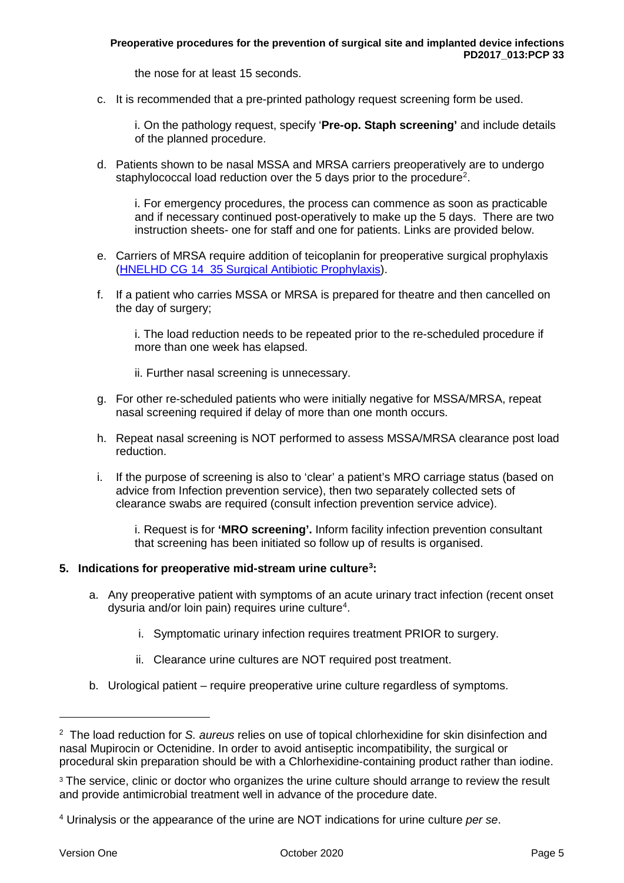the nose for at least 15 seconds.

c. It is recommended that a pre-printed pathology request screening form be used.

   i. On the pathology request, specify '**Pre-op. Staph screening'** and include details of the planned procedure.

d. Patients shown to be nasal MSSA and MRSA carriers preoperatively are to undergo staphylococcal load reduction over the 5 days prior to the procedure[2].

   i. For emergency procedures, the process can commence as soon as practicable and if necessary continued post-operatively to make up the 5 days. There are two instruction sheets- one for staff and one for patients. Links are provided below.

e. Carriers of MRSA require addition of teicoplanin for preoperative surgical prophylaxis (HNELHD CG 14_35 Surgical Antibiotic Prophylaxis).

f. If a patient who carries MSSA or MRSA is prepared for theatre and then cancelled on the day of surgery;

   i. The load reduction needs to be repeated prior to the re-scheduled procedure if more than one week has elapsed.

   ii. Further nasal screening is unnecessary.

g. For other re-scheduled patients who were initially negative for MSSA/MRSA, repeat nasal screening required if delay of more than one month occurs.

h. Repeat nasal screening is NOT performed to assess MSSA/MRSA clearance post load reduction.

i. If the purpose of screening is also to 'clear' a patient's MRO carriage status (based on advice from Infection prevention service), then two separately collected sets of clearance swabs are required (consult infection prevention service advice).

   i. Request is for **'MRO screening'.** Inform facility infection prevention consultant that screening has been initiated so follow up of results is organised.

## 5. Indications for preoperative mid-stream urine culture[3]:

a. Any preoperative patient with symptoms of an acute urinary tract infection (recent onset dysuria and/or loin pain) requires urine culture[4].

   i. Symptomatic urinary infection requires treatment PRIOR to surgery.

   ii. Clearance urine cultures are NOT required post treatment.

b. Urological patient – require preoperative urine culture regardless of symptoms.

---

[2] The load reduction for *S. aureus* relies on use of topical chlorhexidine for skin disinfection and nasal Mupirocin or Octenidine. In order to avoid antiseptic incompatibility, the surgical or procedural skin preparation should be with a Chlorhexidine-containing product rather than iodine.

[3] The service, clinic or doctor who organizes the urine culture should arrange to review the result and provide antimicrobial treatment well in advance of the procedure date.

[4] Urinalysis or the appearance of the urine are NOT indications for urine culture *per se*.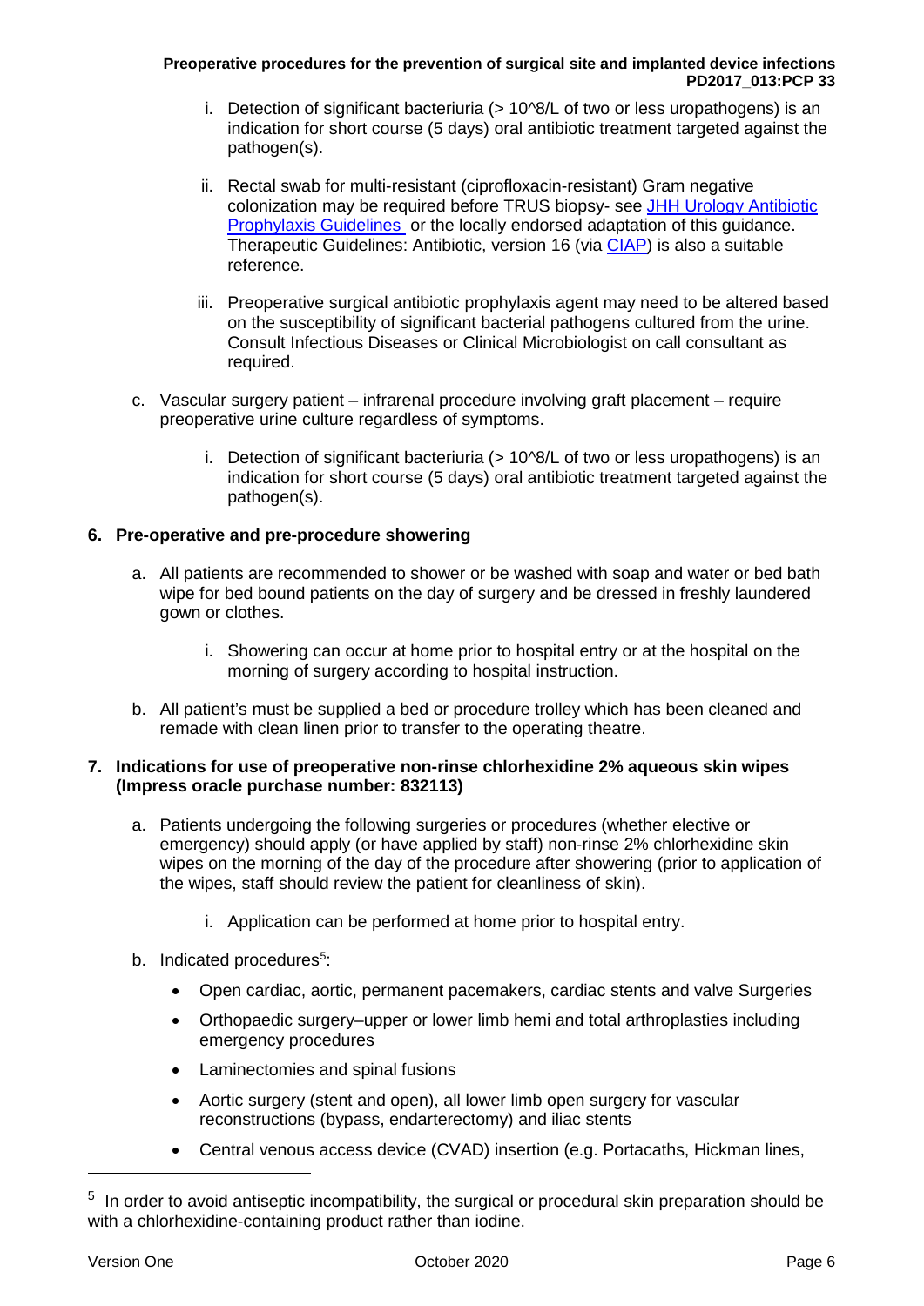i. Detection of significant bacteriuria (> 10^8/L of two or less uropathogens) is an indication for short course (5 days) oral antibiotic treatment targeted against the pathogen(s).

   ii. Rectal swab for multi-resistant (ciprofloxacin-resistant) Gram negative colonization may be required before TRUS biopsy- see [JHH Urology Antibiotic Prophylaxis Guidelines](#) or the locally endorsed adaptation of this guidance. Therapeutic Guidelines: Antibiotic, version 16 (via [CIAP](#)) is also a suitable reference.

   iii. Preoperative surgical antibiotic prophylaxis agent may need to be altered based on the susceptibility of significant bacterial pathogens cultured from the urine. Consult Infectious Diseases or Clinical Microbiologist on call consultant as required.

c. Vascular surgery patient – infrarenal procedure involving graft placement – require preoperative urine culture regardless of symptoms.

   i. Detection of significant bacteriuria (> 10^8/L of two or less uropathogens) is an indication for short course (5 days) oral antibiotic treatment targeted against the pathogen(s).

## 6. Pre-operative and pre-procedure showering

a. All patients are recommended to shower or be washed with soap and water or bed bath wipe for bed bound patients on the day of surgery and be dressed in freshly laundered gown or clothes.

   i. Showering can occur at home prior to hospital entry or at the hospital on the morning of surgery according to hospital instruction.

b. All patient's must be supplied a bed or procedure trolley which has been cleaned and remade with clean linen prior to transfer to the operating theatre.

## 7. Indications for use of preoperative non-rinse chlorhexidine 2% aqueous skin wipes (Impress oracle purchase number: 832113)

a. Patients undergoing the following surgeries or procedures (whether elective or emergency) should apply (or have applied by staff) non-rinse 2% chlorhexidine skin wipes on the morning of the day of the procedure after showering (prior to application of the wipes, staff should review the patient for cleanliness of skin).

   i. Application can be performed at home prior to hospital entry.

b. Indicated procedures[5]:

- Open cardiac, aortic, permanent pacemakers, cardiac stents and valve Surgeries
- Orthopaedic surgery–upper or lower limb hemi and total arthroplasties including emergency procedures
- Laminectomies and spinal fusions
- Aortic surgery (stent and open), all lower limb open surgery for vascular reconstructions (bypass, endarterectomy) and iliac stents
- Central venous access device (CVAD) insertion (e.g. Portacaths, Hickman lines,

---

[5] In order to avoid antiseptic incompatibility, the surgical or procedural skin preparation should be with a chlorhexidine-containing product rather than iodine.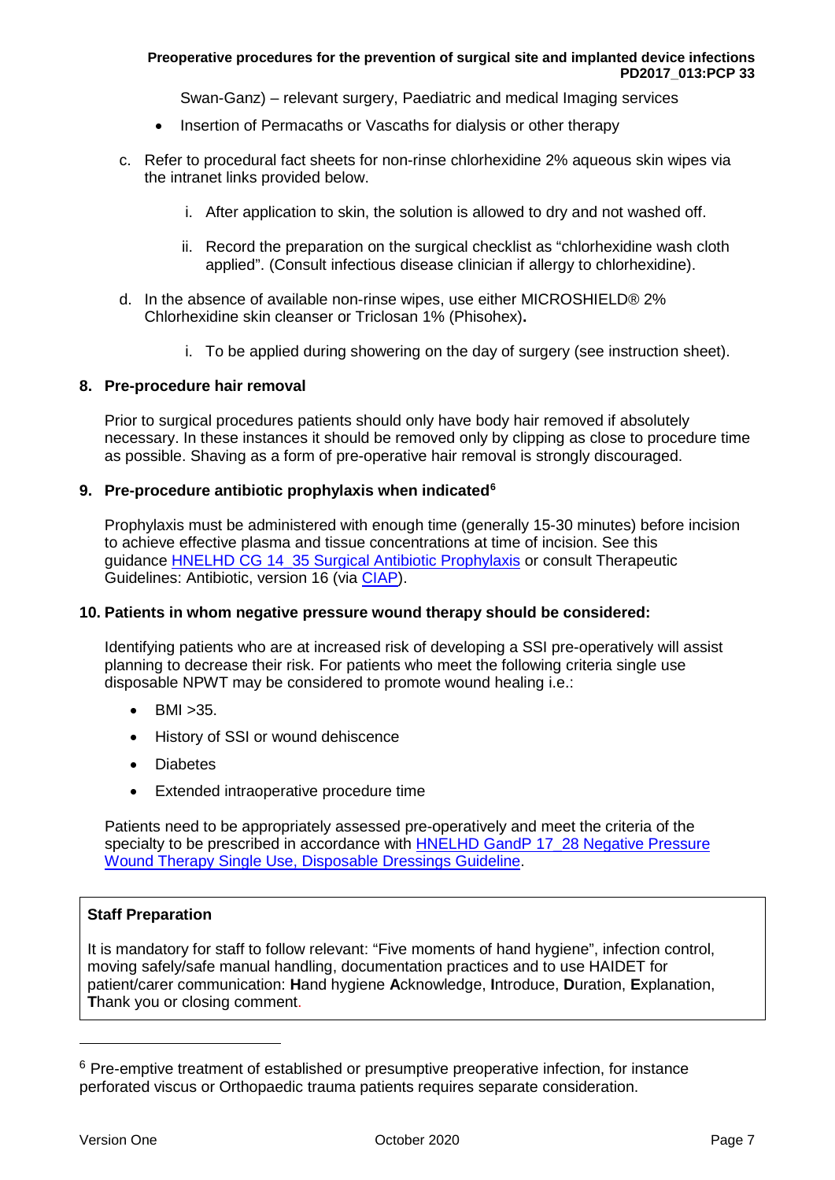Swan-Ganz) – relevant surgery, Paediatric and medical Imaging services

- Insertion of Permacaths or Vascaths for dialysis or other therapy

c. Refer to procedural fact sheets for non-rinse chlorhexidine 2% aqueous skin wipes via the intranet links provided below.

   i. After application to skin, the solution is allowed to dry and not washed off.

   ii. Record the preparation on the surgical checklist as "chlorhexidine wash cloth applied". (Consult infectious disease clinician if allergy to chlorhexidine).

d. In the absence of available non-rinse wipes, use either MICROSHIELD® 2% Chlorhexidine skin cleanser or Triclosan 1% (Phisohex).

   i. To be applied during showering on the day of surgery (see instruction sheet).

### 8. Pre-procedure hair removal

Prior to surgical procedures patients should only have body hair removed if absolutely necessary. In these instances it should be removed only by clipping as close to procedure time as possible. Shaving as a form of pre-operative hair removal is strongly discouraged.

### 9. Pre-procedure antibiotic prophylaxis when indicated[6]

Prophylaxis must be administered with enough time (generally 15-30 minutes) before incision to achieve effective plasma and tissue concentrations at time of incision. See this guidance HNELHD CG 14_35 Surgical Antibiotic Prophylaxis or consult Therapeutic Guidelines: Antibiotic, version 16 (via CIAP).

### 10. Patients in whom negative pressure wound therapy should be considered:

Identifying patients who are at increased risk of developing a SSI pre-operatively will assist planning to decrease their risk. For patients who meet the following criteria single use disposable NPWT may be considered to promote wound healing i.e.:

- BMI >35.
- History of SSI or wound dehiscence
- Diabetes
- Extended intraoperative procedure time

Patients need to be appropriately assessed pre-operatively and meet the criteria of the specialty to be prescribed in accordance with HNELHD GandP 17_28 Negative Pressure Wound Therapy Single Use, Disposable Dressings Guideline.

**Staff Preparation**

It is mandatory for staff to follow relevant: "Five moments of hand hygiene", infection control, moving safely/safe manual handling, documentation practices and to use HAIDET for patient/carer communication: **H**and hygiene **A**cknowledge, **I**ntroduce, **D**uration, **E**xplanation, **T**hank you or closing comment.

---

[6] Pre-emptive treatment of established or presumptive preoperative infection, for instance perforated viscus or Orthopaedic trauma patients requires separate consideration.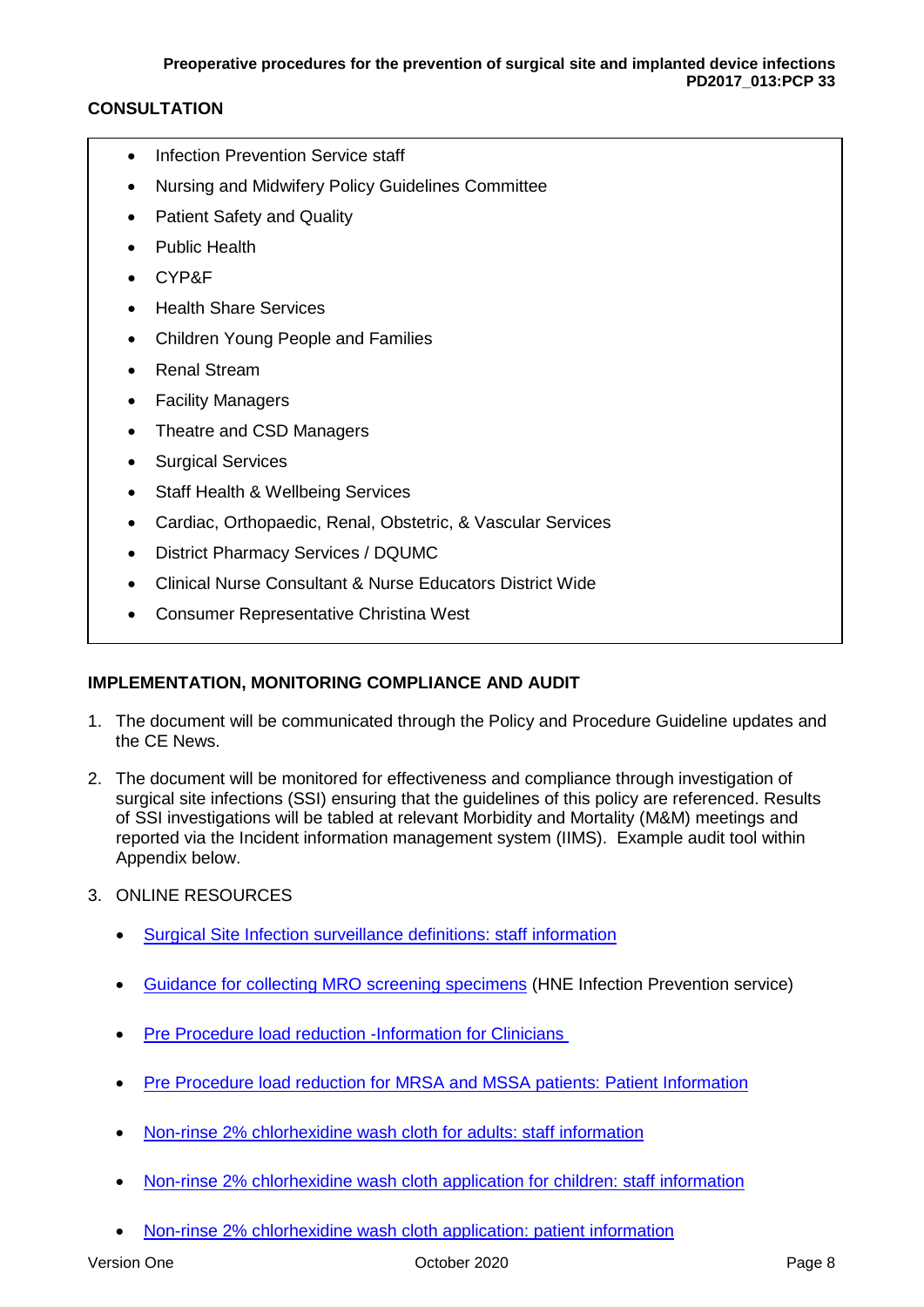## CONSULTATION

- Infection Prevention Service staff
- Nursing and Midwifery Policy Guidelines Committee
- Patient Safety and Quality
- Public Health
- CYP&F
- Health Share Services
- Children Young People and Families
- Renal Stream
- Facility Managers
- Theatre and CSD Managers
- Surgical Services
- Staff Health & Wellbeing Services
- Cardiac, Orthopaedic, Renal, Obstetric, & Vascular Services
- District Pharmacy Services / DQUMC
- Clinical Nurse Consultant & Nurse Educators District Wide
- Consumer Representative Christina West

## IMPLEMENTATION, MONITORING COMPLIANCE AND AUDIT

1. The document will be communicated through the Policy and Procedure Guideline updates and the CE News.
2. The document will be monitored for effectiveness and compliance through investigation of surgical site infections (SSI) ensuring that the guidelines of this policy are referenced. Results of SSI investigations will be tabled at relevant Morbidity and Mortality (M&M) meetings and reported via the Incident information management system (IIMS). Example audit tool within Appendix below.
3. ONLINE RESOURCES
   - Surgical Site Infection surveillance definitions: staff information
   - Guidance for collecting MRO screening specimens (HNE Infection Prevention service)
   - Pre Procedure load reduction -Information for Clinicians
   - Pre Procedure load reduction for MRSA and MSSA patients: Patient Information
   - Non-rinse 2% chlorhexidine wash cloth for adults: staff information
   - Non-rinse 2% chlorhexidine wash cloth application for children: staff information
   - Non-rinse 2% chlorhexidine wash cloth application: patient information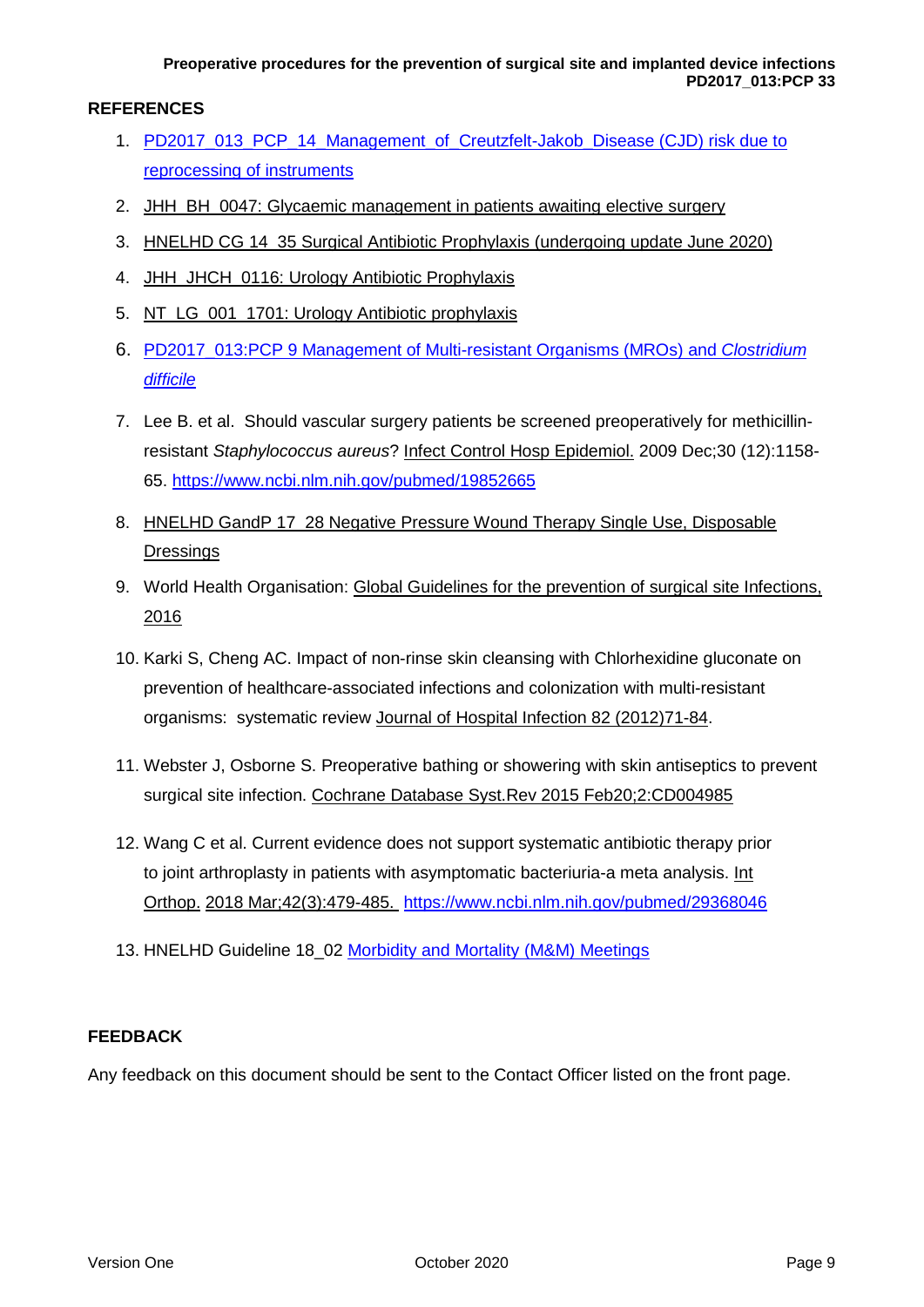## REFERENCES

1. PD2017_013_PCP_14_Management_of_Creutzfelt-Jakob_Disease (CJD) risk due to reprocessing of instruments
2. JHH_BH_0047: Glycaemic management in patients awaiting elective surgery
3. HNELHD CG 14_35 Surgical Antibiotic Prophylaxis (undergoing update June 2020)
4. JHH_JHCH_0116: Urology Antibiotic Prophylaxis
5. NT_LG_001_1701: Urology Antibiotic prophylaxis
6. PD2017_013:PCP 9 Management of Multi-resistant Organisms (MROs) and *Clostridium difficile*
7. Lee B. et al. Should vascular surgery patients be screened preoperatively for methicillin-resistant *Staphylococcus aureus*? Infect Control Hosp Epidemiol. 2009 Dec;30 (12):1158-65. https://www.ncbi.nlm.nih.gov/pubmed/19852665
8. HNELHD GandP 17_28 Negative Pressure Wound Therapy Single Use, Disposable Dressings
9. World Health Organisation: Global Guidelines for the prevention of surgical site Infections, 2016
10. Karki S, Cheng AC. Impact of non-rinse skin cleansing with Chlorhexidine gluconate on prevention of healthcare-associated infections and colonization with multi-resistant organisms: systematic review Journal of Hospital Infection 82 (2012)71-84.
11. Webster J, Osborne S. Preoperative bathing or showering with skin antiseptics to prevent surgical site infection. Cochrane Database Syst.Rev 2015 Feb20;2:CD004985
12. Wang C et al. Current evidence does not support systematic antibiotic therapy prior to joint arthroplasty in patients with asymptomatic bacteriuria-a meta analysis. Int Orthop. 2018 Mar;42(3):479-485. https://www.ncbi.nlm.nih.gov/pubmed/29368046
13. HNELHD Guideline 18_02 Morbidity and Mortality (M&M) Meetings

## FEEDBACK

Any feedback on this document should be sent to the Contact Officer listed on the front page.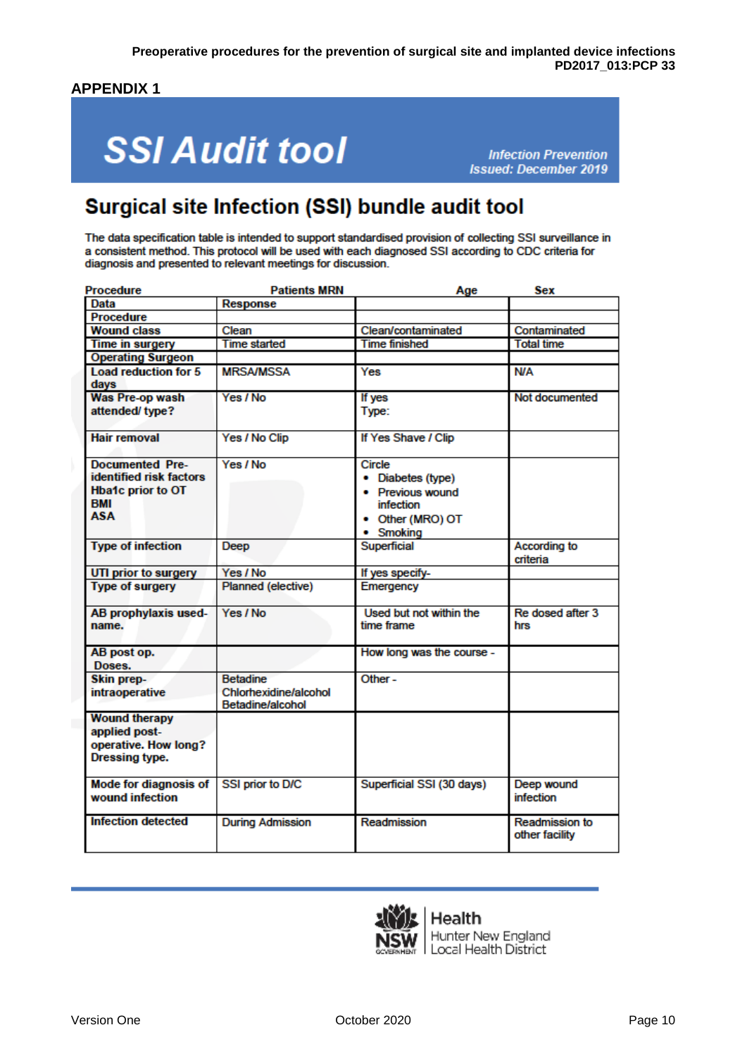## APPENDIX 1

# SSI Audit tool

*Infection Prevention*
*Issued: December 2019*

## Surgical site Infection (SSI) bundle audit tool

The data specification table is intended to support standardised provision of collecting SSI surveillance in a consistent method. This protocol will be used with each diagnosed SSI according to CDC criteria for diagnosis and presented to relevant meetings for discussion.

| Procedure | Patients MRN | Age | Sex |
|---|---|---|---|
| **Data** | **Response** | | |
| **Procedure** | | | |
| **Wound class** | Clean | Clean/contaminated | Contaminated |
| **Time in surgery** | Time started | Time finished | Total time |
| **Operating Surgeon** | | | |
| **Load reduction for 5 days** | MRSA/MSSA | Yes | N/A |
| **Was Pre-op wash attended/ type?** | Yes / No | If yes<br>Type: | Not documented |
| **Hair removal** | Yes / No Clip | If Yes Shave / Clip | |
| **Documented Pre-identified risk factors Hba1c prior to OT BMI ASA** | Yes / No | Circle<br>• Diabetes (type)<br>• Previous wound infection<br>• Other (MRO) OT<br>• Smoking | |
| **Type of infection** | Deep | Superficial | According to criteria |
| **UTI prior to surgery** | Yes / No | If yes specify- | |
| **Type of surgery** | Planned (elective) | Emergency | |
| **AB prophylaxis used-name.** | Yes / No | Used but not within the time frame | Re dosed after 3 hrs |
| **AB post op. Doses.** | | How long was the course - | |
| **Skin prep-intraoperative** | Betadine<br>Chlorhexidine/alcohol<br>Betadine/alcohol | Other - | |
| **Wound therapy applied post-operative. How long? Dressing type.** | | | |
| **Mode for diagnosis of wound infection** | SSI prior to D/C | Superficial SSI (30 days) | Deep wound infection |
| **Infection detected** | During Admission | Readmission | Readmission to other facility |

Health
Hunter New England
Local Health District